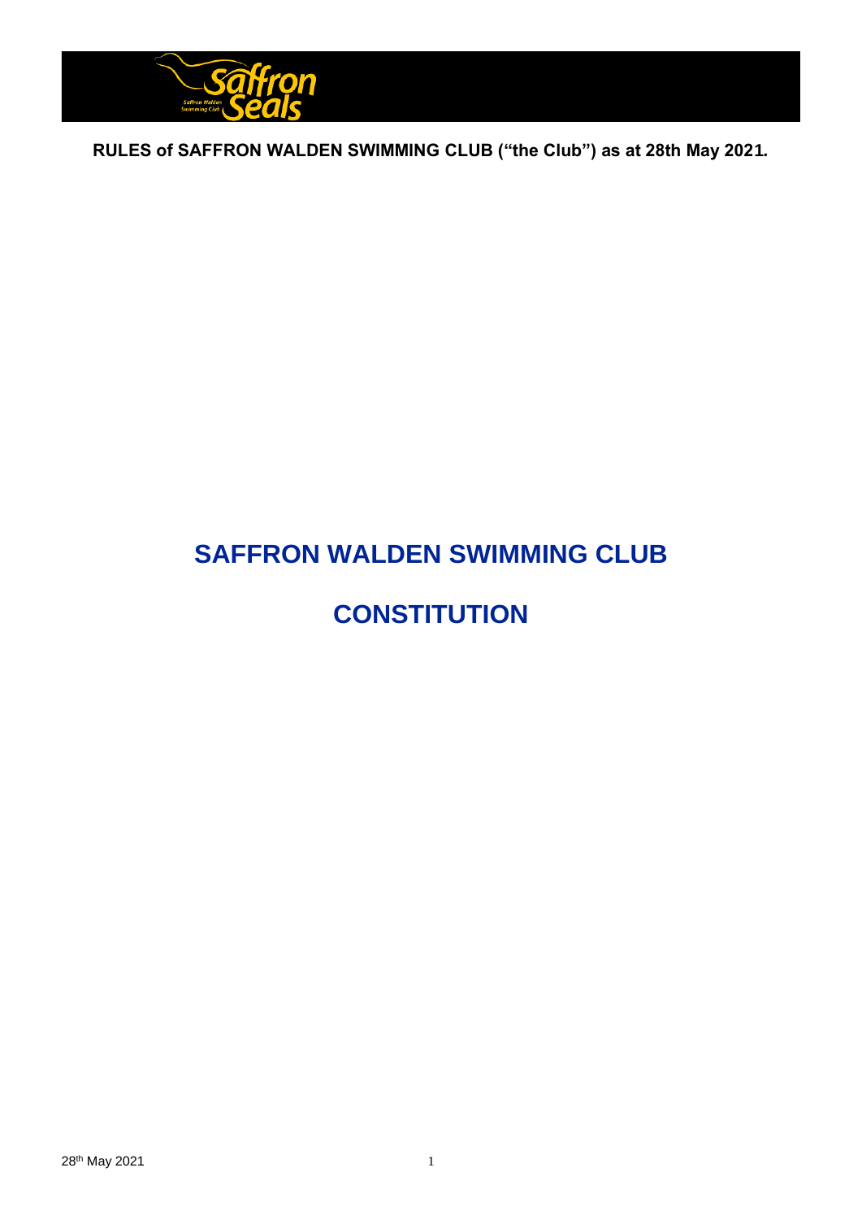**RULES of SAFFRON WALDEN SWIMMING CLUB ("the Club") as at 28th May 2021.**

# SAFFRON WALDEN SWIMMING CLUB

# CONSTITUTION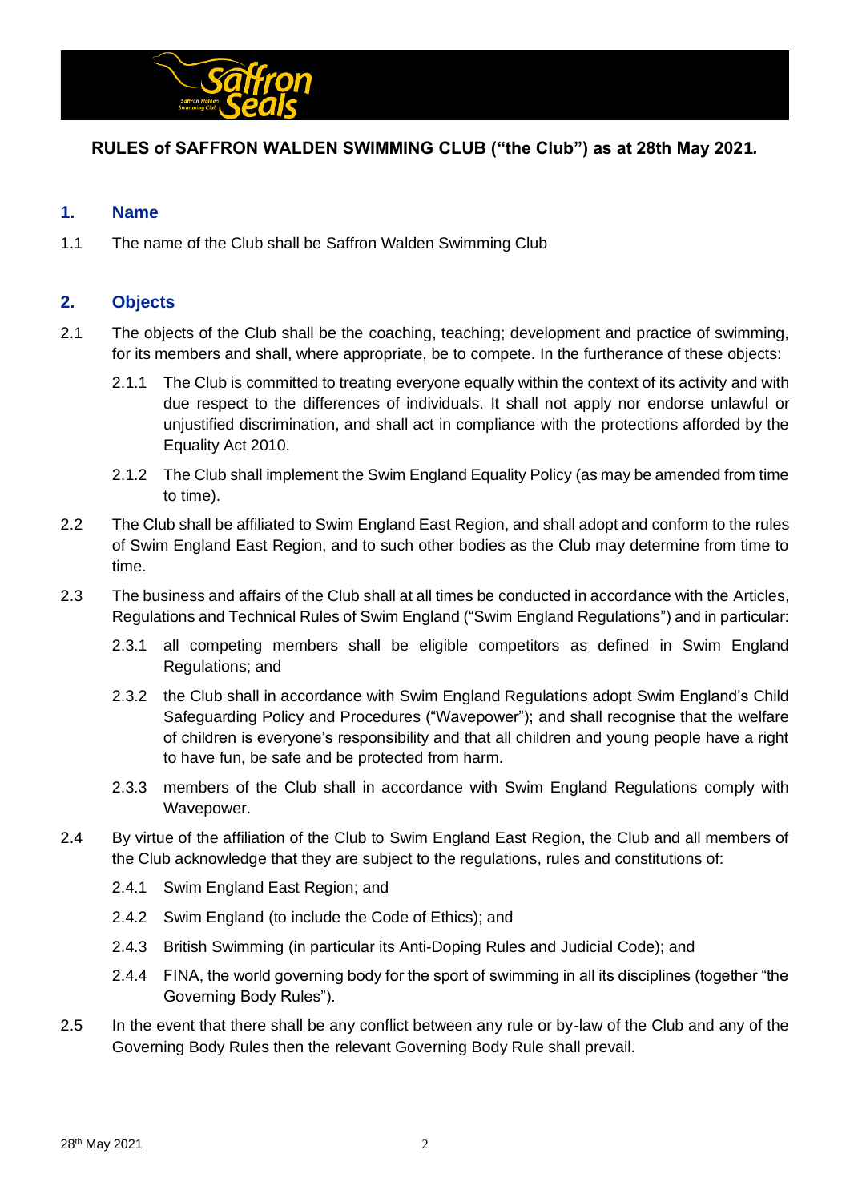**RULES of SAFFRON WALDEN SWIMMING CLUB ("the Club") as at 28th May 2021.**

## 1. Name

1.1 The name of the Club shall be Saffron Walden Swimming Club

## 2. Objects

2.1 The objects of the Club shall be the coaching, teaching; development and practice of swimming, for its members and shall, where appropriate, be to compete. In the furtherance of these objects:

2.1.1 The Club is committed to treating everyone equally within the context of its activity and with due respect to the differences of individuals. It shall not apply nor endorse unlawful or unjustified discrimination, and shall act in compliance with the protections afforded by the Equality Act 2010.

2.1.2 The Club shall implement the Swim England Equality Policy (as may be amended from time to time).

2.2 The Club shall be affiliated to Swim England East Region, and shall adopt and conform to the rules of Swim England East Region, and to such other bodies as the Club may determine from time to time.

2.3 The business and affairs of the Club shall at all times be conducted in accordance with the Articles, Regulations and Technical Rules of Swim England ("Swim England Regulations") and in particular:

2.3.1 all competing members shall be eligible competitors as defined in Swim England Regulations; and

2.3.2 the Club shall in accordance with Swim England Regulations adopt Swim England's Child Safeguarding Policy and Procedures ("Wavepower"); and shall recognise that the welfare of children is everyone's responsibility and that all children and young people have a right to have fun, be safe and be protected from harm.

2.3.3 members of the Club shall in accordance with Swim England Regulations comply with Wavepower.

2.4 By virtue of the affiliation of the Club to Swim England East Region, the Club and all members of the Club acknowledge that they are subject to the regulations, rules and constitutions of:

2.4.1 Swim England East Region; and

2.4.2 Swim England (to include the Code of Ethics); and

2.4.3 British Swimming (in particular its Anti-Doping Rules and Judicial Code); and

2.4.4 FINA, the world governing body for the sport of swimming in all its disciplines (together "the Governing Body Rules").

2.5 In the event that there shall be any conflict between any rule or by-law of the Club and any of the Governing Body Rules then the relevant Governing Body Rule shall prevail.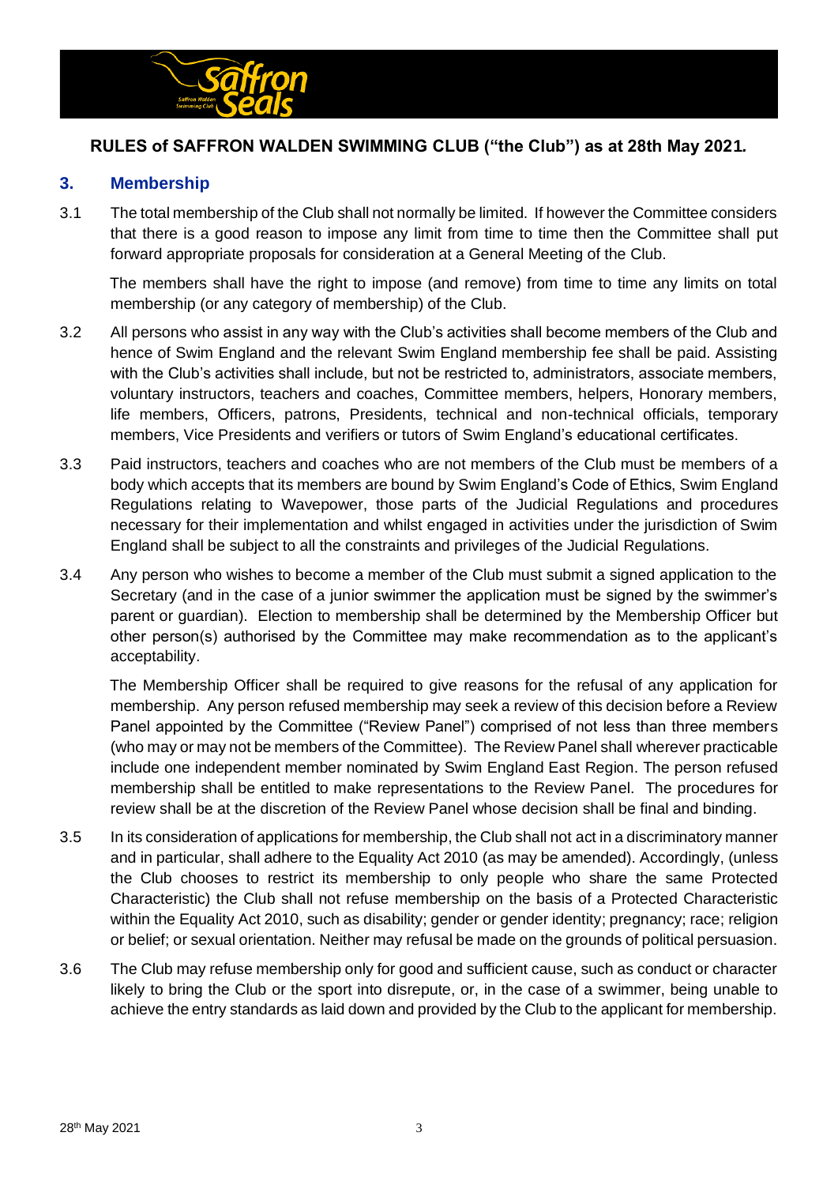**RULES of SAFFRON WALDEN SWIMMING CLUB ("the Club") as at 28th May 2021.**

## 3. Membership

3.1 The total membership of the Club shall not normally be limited. If however the Committee considers that there is a good reason to impose any limit from time to time then the Committee shall put forward appropriate proposals for consideration at a General Meeting of the Club.

The members shall have the right to impose (and remove) from time to time any limits on total membership (or any category of membership) of the Club.

3.2 All persons who assist in any way with the Club's activities shall become members of the Club and hence of Swim England and the relevant Swim England membership fee shall be paid. Assisting with the Club's activities shall include, but not be restricted to, administrators, associate members, voluntary instructors, teachers and coaches, Committee members, helpers, Honorary members, life members, Officers, patrons, Presidents, technical and non-technical officials, temporary members, Vice Presidents and verifiers or tutors of Swim England's educational certificates.

3.3 Paid instructors, teachers and coaches who are not members of the Club must be members of a body which accepts that its members are bound by Swim England's Code of Ethics, Swim England Regulations relating to Wavepower, those parts of the Judicial Regulations and procedures necessary for their implementation and whilst engaged in activities under the jurisdiction of Swim England shall be subject to all the constraints and privileges of the Judicial Regulations.

3.4 Any person who wishes to become a member of the Club must submit a signed application to the Secretary (and in the case of a junior swimmer the application must be signed by the swimmer's parent or guardian). Election to membership shall be determined by the Membership Officer but other person(s) authorised by the Committee may make recommendation as to the applicant's acceptability.

The Membership Officer shall be required to give reasons for the refusal of any application for membership. Any person refused membership may seek a review of this decision before a Review Panel appointed by the Committee ("Review Panel") comprised of not less than three members (who may or may not be members of the Committee). The Review Panel shall wherever practicable include one independent member nominated by Swim England East Region. The person refused membership shall be entitled to make representations to the Review Panel. The procedures for review shall be at the discretion of the Review Panel whose decision shall be final and binding.

3.5 In its consideration of applications for membership, the Club shall not act in a discriminatory manner and in particular, shall adhere to the Equality Act 2010 (as may be amended). Accordingly, (unless the Club chooses to restrict its membership to only people who share the same Protected Characteristic) the Club shall not refuse membership on the basis of a Protected Characteristic within the Equality Act 2010, such as disability; gender or gender identity; pregnancy; race; religion or belief; or sexual orientation. Neither may refusal be made on the grounds of political persuasion.

3.6 The Club may refuse membership only for good and sufficient cause, such as conduct or character likely to bring the Club or the sport into disrepute, or, in the case of a swimmer, being unable to achieve the entry standards as laid down and provided by the Club to the applicant for membership.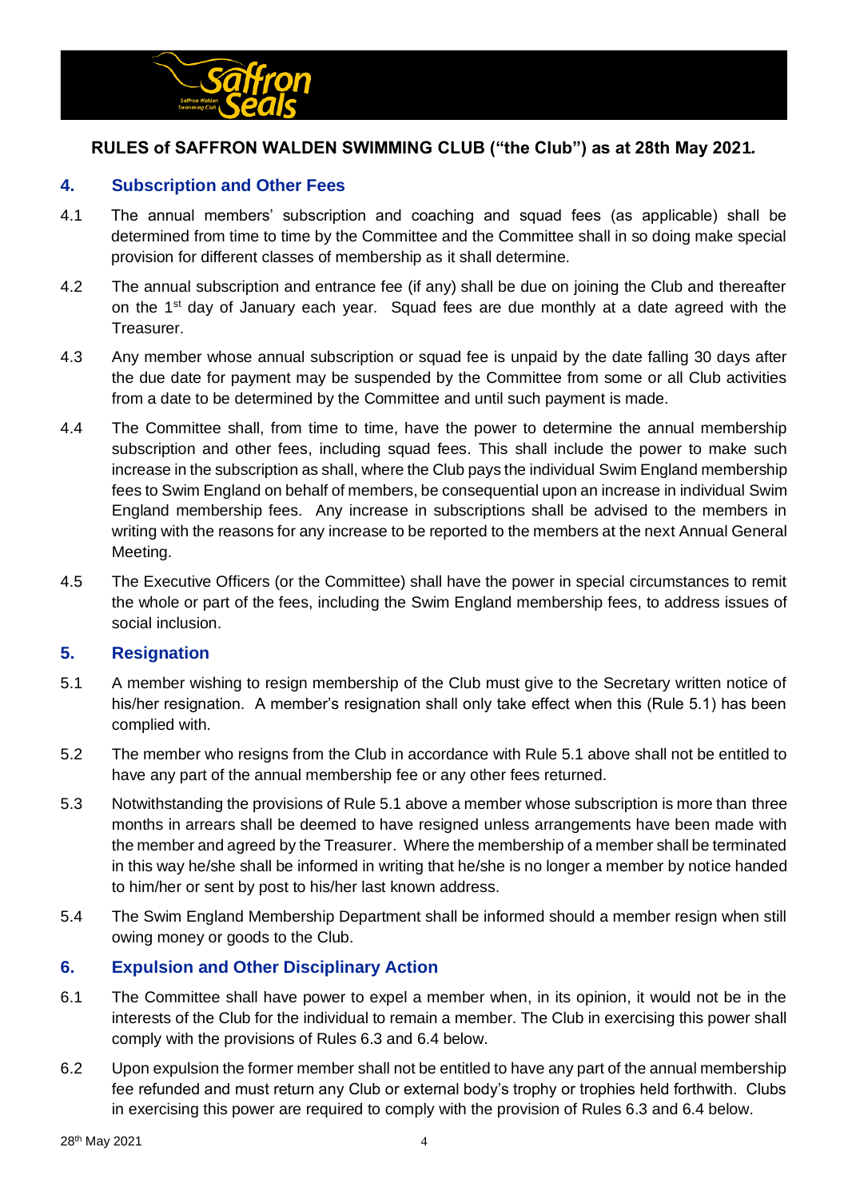**RULES of SAFFRON WALDEN SWIMMING CLUB ("the Club") as at 28th May 2021.**

## 4. Subscription and Other Fees

4.1 The annual members' subscription and coaching and squad fees (as applicable) shall be determined from time to time by the Committee and the Committee shall in so doing make special provision for different classes of membership as it shall determine.

4.2 The annual subscription and entrance fee (if any) shall be due on joining the Club and thereafter on the 1st day of January each year. Squad fees are due monthly at a date agreed with the Treasurer.

4.3 Any member whose annual subscription or squad fee is unpaid by the date falling 30 days after the due date for payment may be suspended by the Committee from some or all Club activities from a date to be determined by the Committee and until such payment is made.

4.4 The Committee shall, from time to time, have the power to determine the annual membership subscription and other fees, including squad fees. This shall include the power to make such increase in the subscription as shall, where the Club pays the individual Swim England membership fees to Swim England on behalf of members, be consequential upon an increase in individual Swim England membership fees. Any increase in subscriptions shall be advised to the members in writing with the reasons for any increase to be reported to the members at the next Annual General Meeting.

4.5 The Executive Officers (or the Committee) shall have the power in special circumstances to remit the whole or part of the fees, including the Swim England membership fees, to address issues of social inclusion.

## 5. Resignation

5.1 A member wishing to resign membership of the Club must give to the Secretary written notice of his/her resignation. A member's resignation shall only take effect when this (Rule 5.1) has been complied with.

5.2 The member who resigns from the Club in accordance with Rule 5.1 above shall not be entitled to have any part of the annual membership fee or any other fees returned.

5.3 Notwithstanding the provisions of Rule 5.1 above a member whose subscription is more than three months in arrears shall be deemed to have resigned unless arrangements have been made with the member and agreed by the Treasurer. Where the membership of a member shall be terminated in this way he/she shall be informed in writing that he/she is no longer a member by notice handed to him/her or sent by post to his/her last known address.

5.4 The Swim England Membership Department shall be informed should a member resign when still owing money or goods to the Club.

## 6. Expulsion and Other Disciplinary Action

6.1 The Committee shall have power to expel a member when, in its opinion, it would not be in the interests of the Club for the individual to remain a member. The Club in exercising this power shall comply with the provisions of Rules 6.3 and 6.4 below.

6.2 Upon expulsion the former member shall not be entitled to have any part of the annual membership fee refunded and must return any Club or external body's trophy or trophies held forthwith. Clubs in exercising this power are required to comply with the provision of Rules 6.3 and 6.4 below.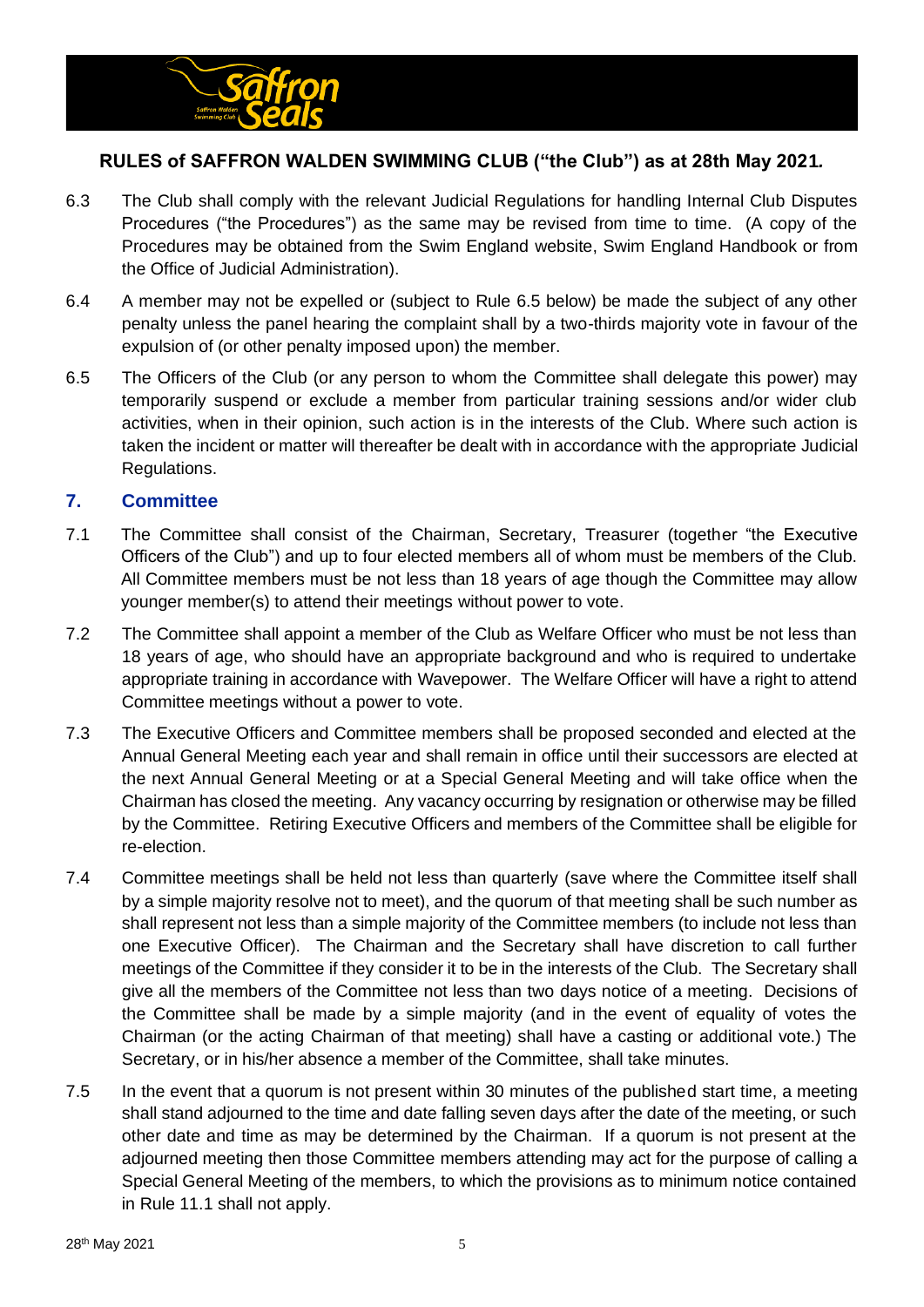**RULES of SAFFRON WALDEN SWIMMING CLUB ("the Club") as at 28th May 2021.**

6.3 The Club shall comply with the relevant Judicial Regulations for handling Internal Club Disputes Procedures ("the Procedures") as the same may be revised from time to time. (A copy of the Procedures may be obtained from the Swim England website, Swim England Handbook or from the Office of Judicial Administration).

6.4 A member may not be expelled or (subject to Rule 6.5 below) be made the subject of any other penalty unless the panel hearing the complaint shall by a two-thirds majority vote in favour of the expulsion of (or other penalty imposed upon) the member.

6.5 The Officers of the Club (or any person to whom the Committee shall delegate this power) may temporarily suspend or exclude a member from particular training sessions and/or wider club activities, when in their opinion, such action is in the interests of the Club. Where such action is taken the incident or matter will thereafter be dealt with in accordance with the appropriate Judicial Regulations.

## 7. Committee

7.1 The Committee shall consist of the Chairman, Secretary, Treasurer (together "the Executive Officers of the Club") and up to four elected members all of whom must be members of the Club. All Committee members must be not less than 18 years of age though the Committee may allow younger member(s) to attend their meetings without power to vote.

7.2 The Committee shall appoint a member of the Club as Welfare Officer who must be not less than 18 years of age, who should have an appropriate background and who is required to undertake appropriate training in accordance with Wavepower. The Welfare Officer will have a right to attend Committee meetings without a power to vote.

7.3 The Executive Officers and Committee members shall be proposed seconded and elected at the Annual General Meeting each year and shall remain in office until their successors are elected at the next Annual General Meeting or at a Special General Meeting and will take office when the Chairman has closed the meeting. Any vacancy occurring by resignation or otherwise may be filled by the Committee. Retiring Executive Officers and members of the Committee shall be eligible for re-election.

7.4 Committee meetings shall be held not less than quarterly (save where the Committee itself shall by a simple majority resolve not to meet), and the quorum of that meeting shall be such number as shall represent not less than a simple majority of the Committee members (to include not less than one Executive Officer). The Chairman and the Secretary shall have discretion to call further meetings of the Committee if they consider it to be in the interests of the Club. The Secretary shall give all the members of the Committee not less than two days notice of a meeting. Decisions of the Committee shall be made by a simple majority (and in the event of equality of votes the Chairman (or the acting Chairman of that meeting) shall have a casting or additional vote.) The Secretary, or in his/her absence a member of the Committee, shall take minutes.

7.5 In the event that a quorum is not present within 30 minutes of the published start time, a meeting shall stand adjourned to the time and date falling seven days after the date of the meeting, or such other date and time as may be determined by the Chairman. If a quorum is not present at the adjourned meeting then those Committee members attending may act for the purpose of calling a Special General Meeting of the members, to which the provisions as to minimum notice contained in Rule 11.1 shall not apply.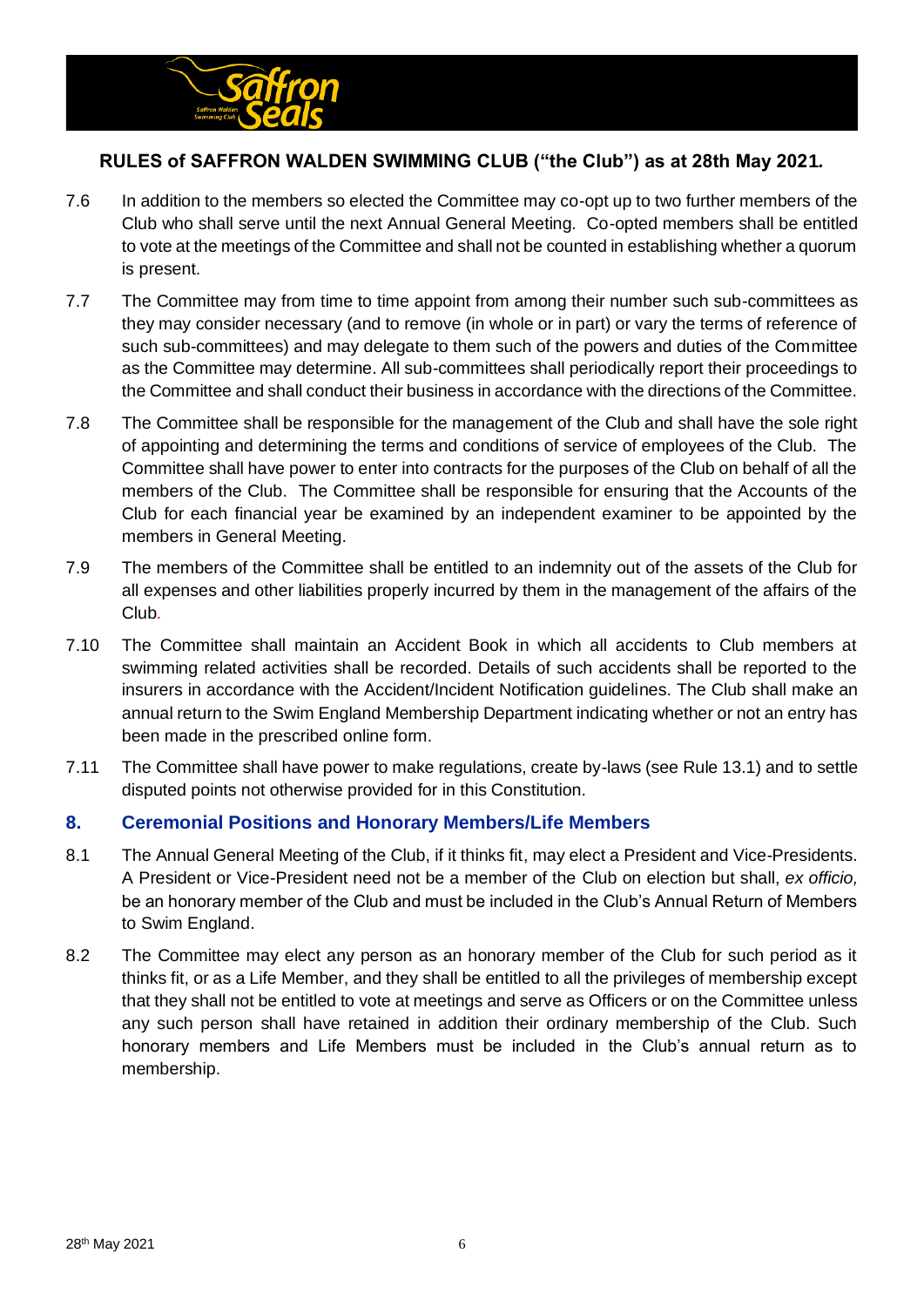**RULES of SAFFRON WALDEN SWIMMING CLUB ("the Club") as at 28th May 2021.**

7.6 In addition to the members so elected the Committee may co-opt up to two further members of the Club who shall serve until the next Annual General Meeting. Co-opted members shall be entitled to vote at the meetings of the Committee and shall not be counted in establishing whether a quorum is present.

7.7 The Committee may from time to time appoint from among their number such sub-committees as they may consider necessary (and to remove (in whole or in part) or vary the terms of reference of such sub-committees) and may delegate to them such of the powers and duties of the Committee as the Committee may determine. All sub-committees shall periodically report their proceedings to the Committee and shall conduct their business in accordance with the directions of the Committee.

7.8 The Committee shall be responsible for the management of the Club and shall have the sole right of appointing and determining the terms and conditions of service of employees of the Club. The Committee shall have power to enter into contracts for the purposes of the Club on behalf of all the members of the Club. The Committee shall be responsible for ensuring that the Accounts of the Club for each financial year be examined by an independent examiner to be appointed by the members in General Meeting.

7.9 The members of the Committee shall be entitled to an indemnity out of the assets of the Club for all expenses and other liabilities properly incurred by them in the management of the affairs of the Club.

7.10 The Committee shall maintain an Accident Book in which all accidents to Club members at swimming related activities shall be recorded. Details of such accidents shall be reported to the insurers in accordance with the Accident/Incident Notification guidelines. The Club shall make an annual return to the Swim England Membership Department indicating whether or not an entry has been made in the prescribed online form.

7.11 The Committee shall have power to make regulations, create by-laws (see Rule 13.1) and to settle disputed points not otherwise provided for in this Constitution.

## 8. Ceremonial Positions and Honorary Members/Life Members

8.1 The Annual General Meeting of the Club, if it thinks fit, may elect a President and Vice-Presidents. A President or Vice-President need not be a member of the Club on election but shall, *ex officio,* be an honorary member of the Club and must be included in the Club's Annual Return of Members to Swim England.

8.2 The Committee may elect any person as an honorary member of the Club for such period as it thinks fit, or as a Life Member, and they shall be entitled to all the privileges of membership except that they shall not be entitled to vote at meetings and serve as Officers or on the Committee unless any such person shall have retained in addition their ordinary membership of the Club. Such honorary members and Life Members must be included in the Club's annual return as to membership.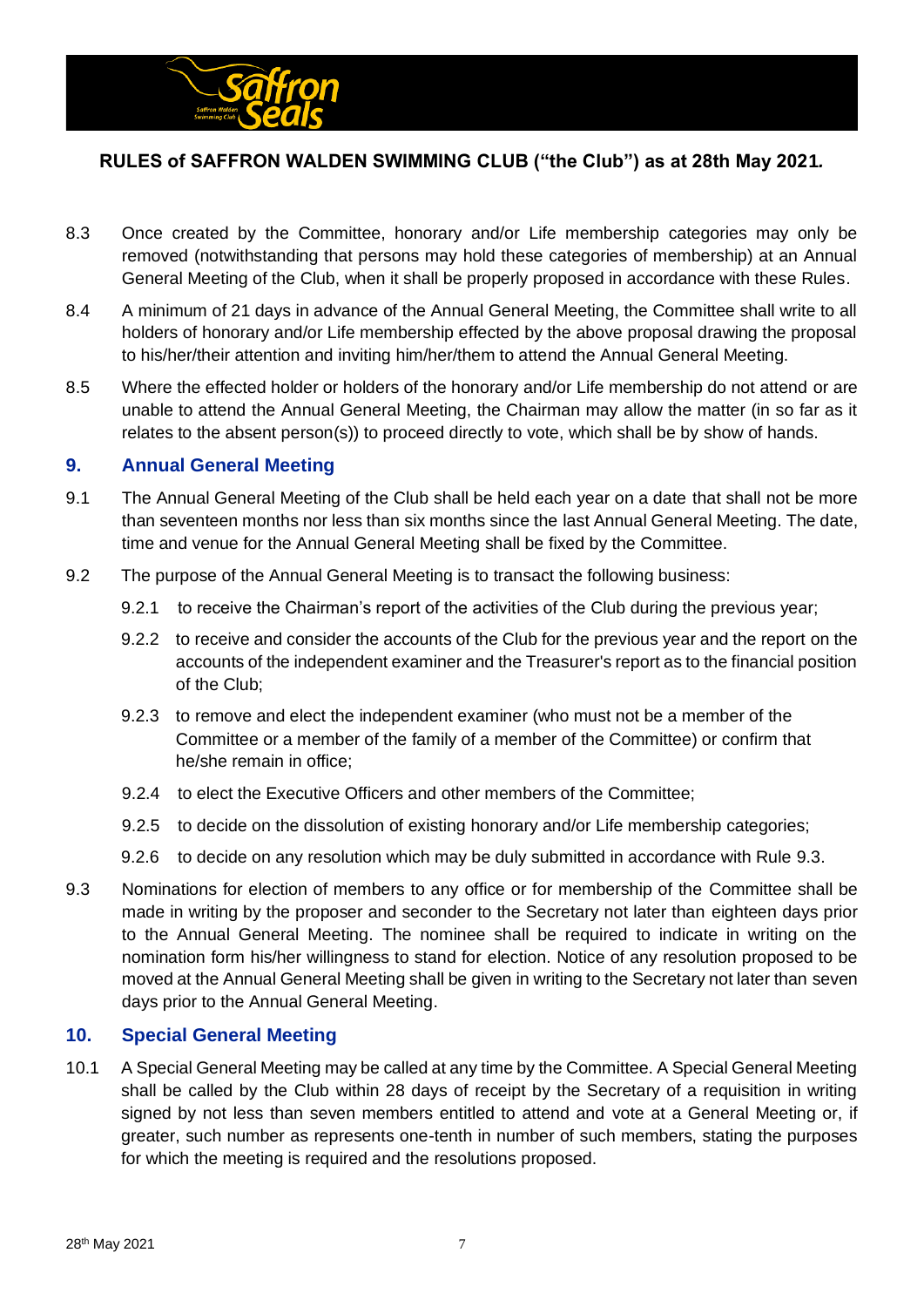8.3 Once created by the Committee, honorary and/or Life membership categories may only be removed (notwithstanding that persons may hold these categories of membership) at an Annual General Meeting of the Club, when it shall be properly proposed in accordance with these Rules.

8.4 A minimum of 21 days in advance of the Annual General Meeting, the Committee shall write to all holders of honorary and/or Life membership effected by the above proposal drawing the proposal to his/her/their attention and inviting him/her/them to attend the Annual General Meeting.

8.5 Where the effected holder or holders of the honorary and/or Life membership do not attend or are unable to attend the Annual General Meeting, the Chairman may allow the matter (in so far as it relates to the absent person(s)) to proceed directly to vote, which shall be by show of hands.

## 9. Annual General Meeting

9.1 The Annual General Meeting of the Club shall be held each year on a date that shall not be more than seventeen months nor less than six months since the last Annual General Meeting. The date, time and venue for the Annual General Meeting shall be fixed by the Committee.

9.2 The purpose of the Annual General Meeting is to transact the following business:

- 9.2.1 to receive the Chairman's report of the activities of the Club during the previous year;
- 9.2.2 to receive and consider the accounts of the Club for the previous year and the report on the accounts of the independent examiner and the Treasurer's report as to the financial position of the Club;
- 9.2.3 to remove and elect the independent examiner (who must not be a member of the Committee or a member of the family of a member of the Committee) or confirm that he/she remain in office;
- 9.2.4 to elect the Executive Officers and other members of the Committee;
- 9.2.5 to decide on the dissolution of existing honorary and/or Life membership categories;
- 9.2.6 to decide on any resolution which may be duly submitted in accordance with Rule 9.3.

9.3 Nominations for election of members to any office or for membership of the Committee shall be made in writing by the proposer and seconder to the Secretary not later than eighteen days prior to the Annual General Meeting. The nominee shall be required to indicate in writing on the nomination form his/her willingness to stand for election. Notice of any resolution proposed to be moved at the Annual General Meeting shall be given in writing to the Secretary not later than seven days prior to the Annual General Meeting.

## 10. Special General Meeting

10.1 A Special General Meeting may be called at any time by the Committee. A Special General Meeting shall be called by the Club within 28 days of receipt by the Secretary of a requisition in writing signed by not less than seven members entitled to attend and vote at a General Meeting or, if greater, such number as represents one-tenth in number of such members, stating the purposes for which the meeting is required and the resolutions proposed.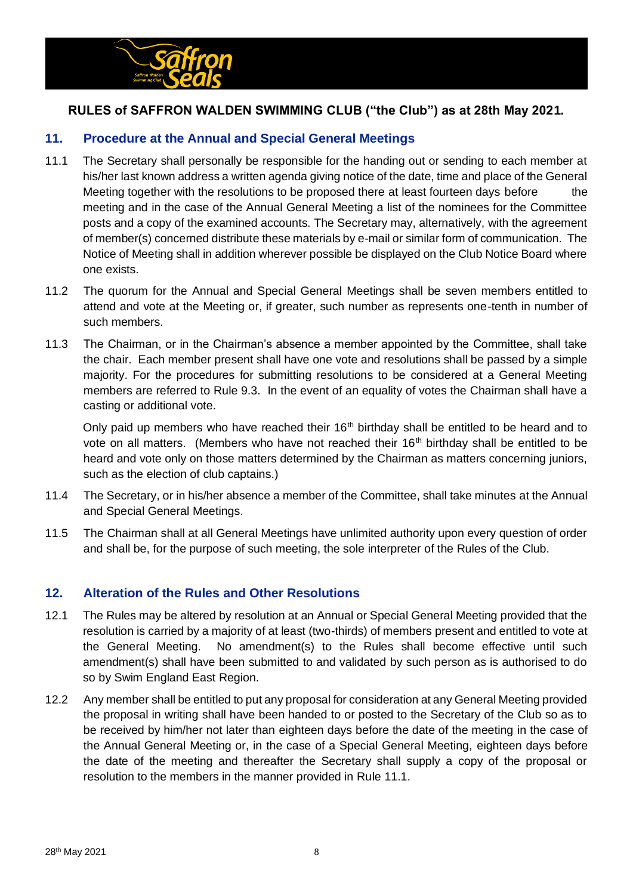**RULES of SAFFRON WALDEN SWIMMING CLUB ("the Club") as at 28th May 2021.**

## 11. Procedure at the Annual and Special General Meetings

11.1 The Secretary shall personally be responsible for the handing out or sending to each member at his/her last known address a written agenda giving notice of the date, time and place of the General Meeting together with the resolutions to be proposed there at least fourteen days before the meeting and in the case of the Annual General Meeting a list of the nominees for the Committee posts and a copy of the examined accounts. The Secretary may, alternatively, with the agreement of member(s) concerned distribute these materials by e-mail or similar form of communication. The Notice of Meeting shall in addition wherever possible be displayed on the Club Notice Board where one exists.

11.2 The quorum for the Annual and Special General Meetings shall be seven members entitled to attend and vote at the Meeting or, if greater, such number as represents one-tenth in number of such members.

11.3 The Chairman, or in the Chairman's absence a member appointed by the Committee, shall take the chair. Each member present shall have one vote and resolutions shall be passed by a simple majority. For the procedures for submitting resolutions to be considered at a General Meeting members are referred to Rule 9.3. In the event of an equality of votes the Chairman shall have a casting or additional vote.

Only paid up members who have reached their 16th birthday shall be entitled to be heard and to vote on all matters. (Members who have not reached their 16th birthday shall be entitled to be heard and vote only on those matters determined by the Chairman as matters concerning juniors, such as the election of club captains.)

11.4 The Secretary, or in his/her absence a member of the Committee, shall take minutes at the Annual and Special General Meetings.

11.5 The Chairman shall at all General Meetings have unlimited authority upon every question of order and shall be, for the purpose of such meeting, the sole interpreter of the Rules of the Club.

## 12. Alteration of the Rules and Other Resolutions

12.1 The Rules may be altered by resolution at an Annual or Special General Meeting provided that the resolution is carried by a majority of at least (two-thirds) of members present and entitled to vote at the General Meeting. No amendment(s) to the Rules shall become effective until such amendment(s) shall have been submitted to and validated by such person as is authorised to do so by Swim England East Region.

12.2 Any member shall be entitled to put any proposal for consideration at any General Meeting provided the proposal in writing shall have been handed to or posted to the Secretary of the Club so as to be received by him/her not later than eighteen days before the date of the meeting in the case of the Annual General Meeting or, in the case of a Special General Meeting, eighteen days before the date of the meeting and thereafter the Secretary shall supply a copy of the proposal or resolution to the members in the manner provided in Rule 11.1.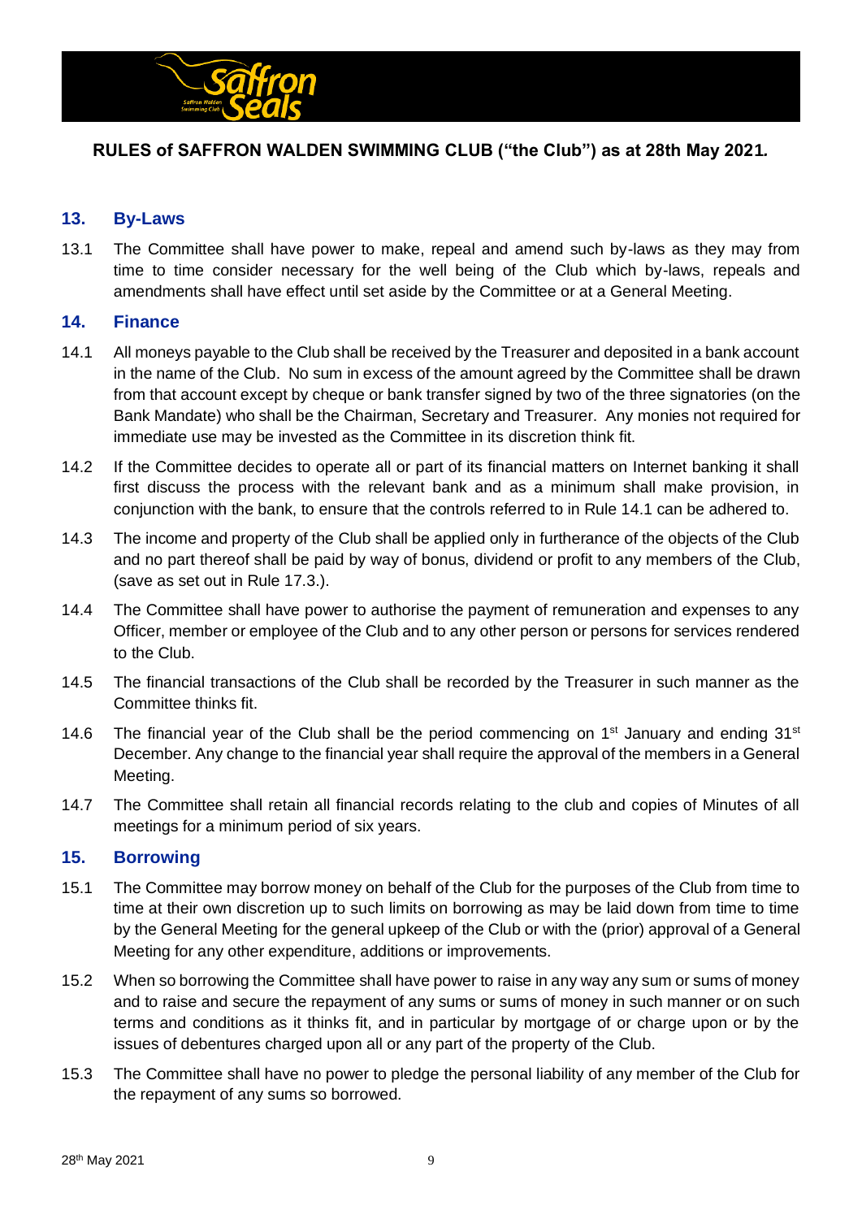**RULES of SAFFRON WALDEN SWIMMING CLUB ("the Club") as at 28th May 2021.**

## 13. By-Laws

13.1 The Committee shall have power to make, repeal and amend such by-laws as they may from time to time consider necessary for the well being of the Club which by-laws, repeals and amendments shall have effect until set aside by the Committee or at a General Meeting.

## 14. Finance

14.1 All moneys payable to the Club shall be received by the Treasurer and deposited in a bank account in the name of the Club. No sum in excess of the amount agreed by the Committee shall be drawn from that account except by cheque or bank transfer signed by two of the three signatories (on the Bank Mandate) who shall be the Chairman, Secretary and Treasurer. Any monies not required for immediate use may be invested as the Committee in its discretion think fit.

14.2 If the Committee decides to operate all or part of its financial matters on Internet banking it shall first discuss the process with the relevant bank and as a minimum shall make provision, in conjunction with the bank, to ensure that the controls referred to in Rule 14.1 can be adhered to.

14.3 The income and property of the Club shall be applied only in furtherance of the objects of the Club and no part thereof shall be paid by way of bonus, dividend or profit to any members of the Club, (save as set out in Rule 17.3.).

14.4 The Committee shall have power to authorise the payment of remuneration and expenses to any Officer, member or employee of the Club and to any other person or persons for services rendered to the Club.

14.5 The financial transactions of the Club shall be recorded by the Treasurer in such manner as the Committee thinks fit.

14.6 The financial year of the Club shall be the period commencing on 1st January and ending 31st December. Any change to the financial year shall require the approval of the members in a General Meeting.

14.7 The Committee shall retain all financial records relating to the club and copies of Minutes of all meetings for a minimum period of six years.

## 15. Borrowing

15.1 The Committee may borrow money on behalf of the Club for the purposes of the Club from time to time at their own discretion up to such limits on borrowing as may be laid down from time to time by the General Meeting for the general upkeep of the Club or with the (prior) approval of a General Meeting for any other expenditure, additions or improvements.

15.2 When so borrowing the Committee shall have power to raise in any way any sum or sums of money and to raise and secure the repayment of any sums or sums of money in such manner or on such terms and conditions as it thinks fit, and in particular by mortgage of or charge upon or by the issues of debentures charged upon all or any part of the property of the Club.

15.3 The Committee shall have no power to pledge the personal liability of any member of the Club for the repayment of any sums so borrowed.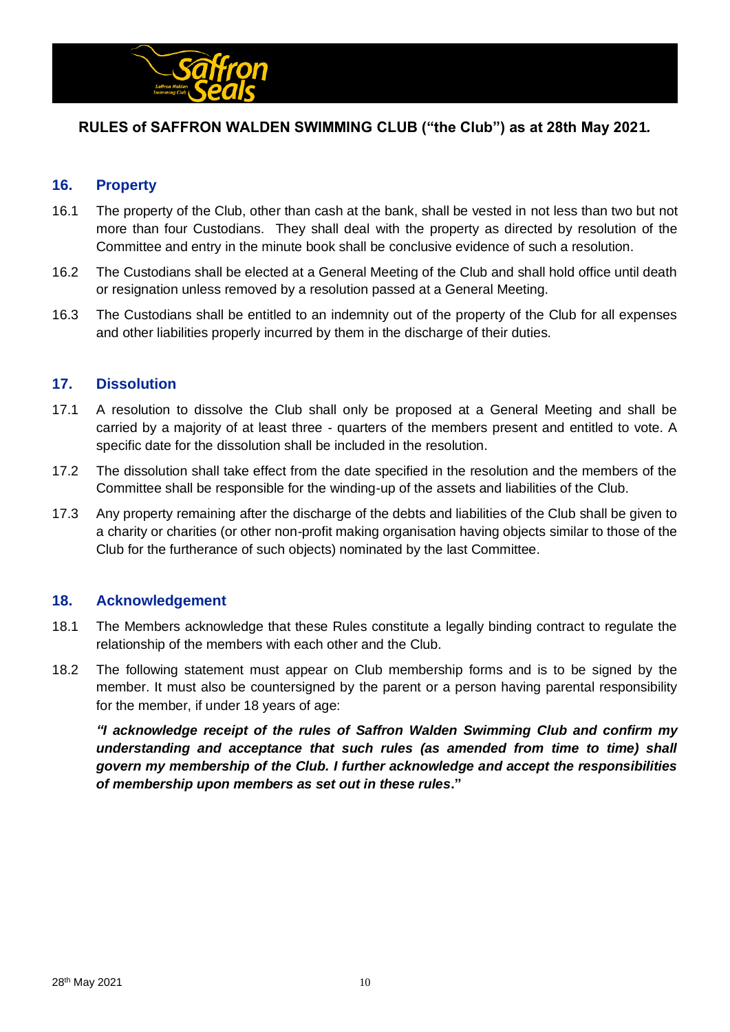**RULES of SAFFRON WALDEN SWIMMING CLUB ("the Club") as at 28th May 2021.**

## 16. Property

16.1 The property of the Club, other than cash at the bank, shall be vested in not less than two but not more than four Custodians. They shall deal with the property as directed by resolution of the Committee and entry in the minute book shall be conclusive evidence of such a resolution.

16.2 The Custodians shall be elected at a General Meeting of the Club and shall hold office until death or resignation unless removed by a resolution passed at a General Meeting.

16.3 The Custodians shall be entitled to an indemnity out of the property of the Club for all expenses and other liabilities properly incurred by them in the discharge of their duties.

## 17. Dissolution

17.1 A resolution to dissolve the Club shall only be proposed at a General Meeting and shall be carried by a majority of at least three - quarters of the members present and entitled to vote. A specific date for the dissolution shall be included in the resolution.

17.2 The dissolution shall take effect from the date specified in the resolution and the members of the Committee shall be responsible for the winding-up of the assets and liabilities of the Club.

17.3 Any property remaining after the discharge of the debts and liabilities of the Club shall be given to a charity or charities (or other non-profit making organisation having objects similar to those of the Club for the furtherance of such objects) nominated by the last Committee.

## 18. Acknowledgement

18.1 The Members acknowledge that these Rules constitute a legally binding contract to regulate the relationship of the members with each other and the Club.

18.2 The following statement must appear on Club membership forms and is to be signed by the member. It must also be countersigned by the parent or a person having parental responsibility for the member, if under 18 years of age:

***"I acknowledge receipt of the rules of Saffron Walden Swimming Club and confirm my understanding and acceptance that such rules (as amended from time to time) shall govern my membership of the Club. I further acknowledge and accept the responsibilities of membership upon members as set out in these rules."***